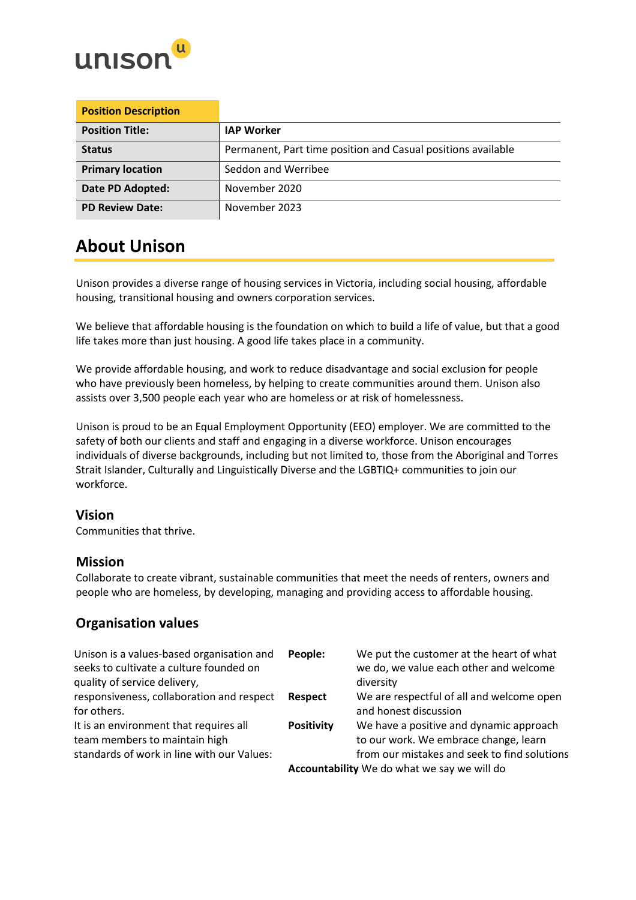unison

| Position Description | |
|---|---|
| **Position Title:** | **IAP Worker** |
| **Status** | Permanent, Part time position and Casual positions available |
| **Primary location** | Seddon and Werribee |
| **Date PD Adopted:** | November 2020 |
| **PD Review Date:** | November 2023 |

# About Unison

Unison provides a diverse range of housing services in Victoria, including social housing, affordable housing, transitional housing and owners corporation services.

We believe that affordable housing is the foundation on which to build a life of value, but that a good life takes more than just housing. A good life takes place in a community.

We provide affordable housing, and work to reduce disadvantage and social exclusion for people who have previously been homeless, by helping to create communities around them. Unison also assists over 3,500 people each year who are homeless or at risk of homelessness.

Unison is proud to be an Equal Employment Opportunity (EEO) employer. We are committed to the safety of both our clients and staff and engaging in a diverse workforce. Unison encourages individuals of diverse backgrounds, including but not limited to, those from the Aboriginal and Torres Strait Islander, Culturally and Linguistically Diverse and the LGBTIQ+ communities to join our workforce.

## Vision

Communities that thrive.

## Mission

Collaborate to create vibrant, sustainable communities that meet the needs of renters, owners and people who are homeless, by developing, managing and providing access to affordable housing.

## Organisation values

Unison is a values-based organisation and seeks to cultivate a culture founded on quality of service delivery, responsiveness, collaboration and respect for others.

It is an environment that requires all team members to maintain high standards of work in line with our Values:

| | |
|---|---|
| **People:** | We put the customer at the heart of what we do, we value each other and welcome diversity |
| **Respect** | We are respectful of all and welcome open and honest discussion |
| **Positivity** | We have a positive and dynamic approach to our work. We embrace change, learn from our mistakes and seek to find solutions |
| **Accountability** | We do what we say we will do |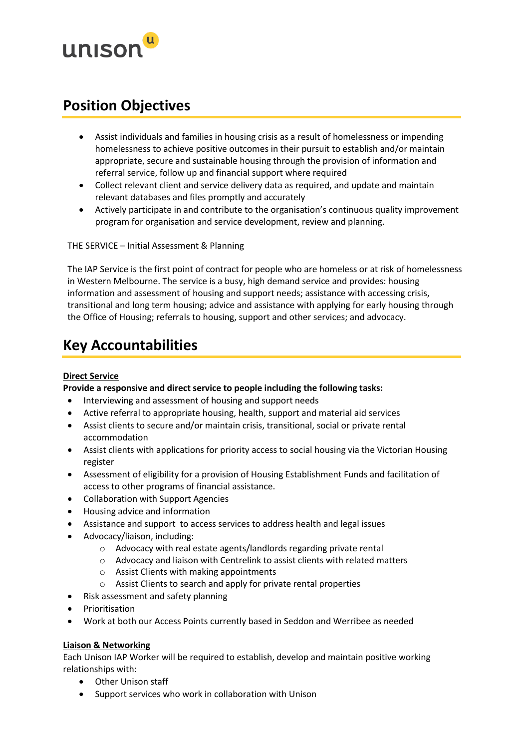## Position Objectives

- Assist individuals and families in housing crisis as a result of homelessness or impending homelessness to achieve positive outcomes in their pursuit to establish and/or maintain appropriate, secure and sustainable housing through the provision of information and referral service, follow up and financial support where required
- Collect relevant client and service delivery data as required, and update and maintain relevant databases and files promptly and accurately
- Actively participate in and contribute to the organisation's continuous quality improvement program for organisation and service development, review and planning.

THE SERVICE – Initial Assessment & Planning

The IAP Service is the first point of contract for people who are homeless or at risk of homelessness in Western Melbourne. The service is a busy, high demand service and provides: housing information and assessment of housing and support needs; assistance with accessing crisis, transitional and long term housing; advice and assistance with applying for early housing through the Office of Housing; referrals to housing, support and other services; and advocacy.

## Key Accountabilities

**Direct Service**

**Provide a responsive and direct service to people including the following tasks:**

- Interviewing and assessment of housing and support needs
- Active referral to appropriate housing, health, support and material aid services
- Assist clients to secure and/or maintain crisis, transitional, social or private rental accommodation
- Assist clients with applications for priority access to social housing via the Victorian Housing register
- Assessment of eligibility for a provision of Housing Establishment Funds and facilitation of access to other programs of financial assistance.
- Collaboration with Support Agencies
- Housing advice and information
- Assistance and support to access services to address health and legal issues
- Advocacy/liaison, including:
  - Advocacy with real estate agents/landlords regarding private rental
  - Advocacy and liaison with Centrelink to assist clients with related matters
  - Assist Clients with making appointments
  - Assist Clients to search and apply for private rental properties
- Risk assessment and safety planning
- Prioritisation
- Work at both our Access Points currently based in Seddon and Werribee as needed

**Liaison & Networking**

Each Unison IAP Worker will be required to establish, develop and maintain positive working relationships with:

- Other Unison staff
- Support services who work in collaboration with Unison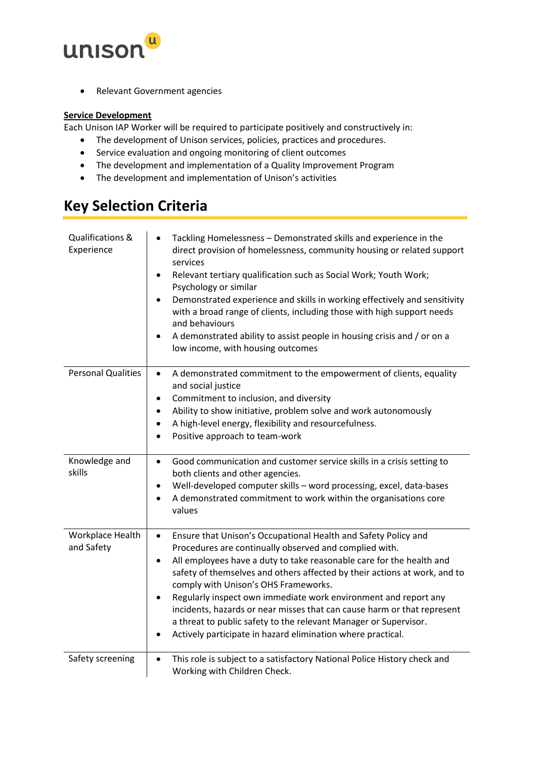- Relevant Government agencies

**Service Development**

Each Unison IAP Worker will be required to participate positively and constructively in:

- The development of Unison services, policies, practices and procedures.
- Service evaluation and ongoing monitoring of client outcomes
- The development and implementation of a Quality Improvement Program
- The development and implementation of Unison's activities

## Key Selection Criteria

| | |
|---|---|
| Qualifications & Experience | • Tackling Homelessness – Demonstrated skills and experience in the direct provision of homelessness, community housing or related support services<br>• Relevant tertiary qualification such as Social Work; Youth Work; Psychology or similar<br>• Demonstrated experience and skills in working effectively and sensitivity with a broad range of clients, including those with high support needs and behaviours<br>• A demonstrated ability to assist people in housing crisis and / or on a low income, with housing outcomes |
| Personal Qualities | • A demonstrated commitment to the empowerment of clients, equality and social justice<br>• Commitment to inclusion, and diversity<br>• Ability to show initiative, problem solve and work autonomously<br>• A high-level energy, flexibility and resourcefulness.<br>• Positive approach to team-work |
| Knowledge and skills | • Good communication and customer service skills in a crisis setting to both clients and other agencies.<br>• Well-developed computer skills – word processing, excel, data-bases<br>• A demonstrated commitment to work within the organisations core values |
| Workplace Health and Safety | • Ensure that Unison's Occupational Health and Safety Policy and Procedures are continually observed and complied with.<br>• All employees have a duty to take reasonable care for the health and safety of themselves and others affected by their actions at work, and to comply with Unison's OHS Frameworks.<br>• Regularly inspect own immediate work environment and report any incidents, hazards or near misses that can cause harm or that represent a threat to public safety to the relevant Manager or Supervisor.<br>• Actively participate in hazard elimination where practical. |
| Safety screening | • This role is subject to a satisfactory National Police History check and Working with Children Check. |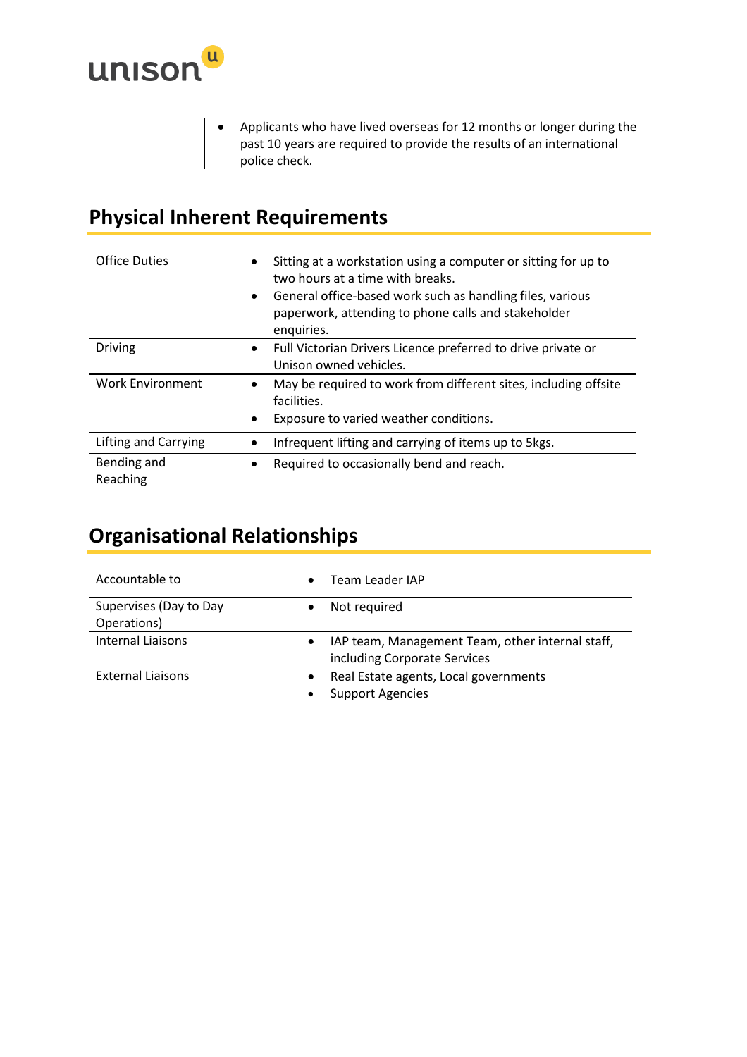| | |
|---|---|
| | • Applicants who have lived overseas for 12 months or longer during the past 10 years are required to provide the results of an international police check. |

## Physical Inherent Requirements

| | |
|---|---|
| Office Duties | • Sitting at a workstation using a computer or sitting for up to two hours at a time with breaks.<br>• General office-based work such as handling files, various paperwork, attending to phone calls and stakeholder enquiries. |
| Driving | • Full Victorian Drivers Licence preferred to drive private or Unison owned vehicles. |
| Work Environment | • May be required to work from different sites, including offsite facilities.<br>• Exposure to varied weather conditions. |
| Lifting and Carrying | • Infrequent lifting and carrying of items up to 5kgs. |
| Bending and Reaching | • Required to occasionally bend and reach. |

## Organisational Relationships

| | |
|---|---|
| Accountable to | • Team Leader IAP |
| Supervises (Day to Day Operations) | • Not required |
| Internal Liaisons | • IAP team, Management Team, other internal staff, including Corporate Services |
| External Liaisons | • Real Estate agents, Local governments<br>• Support Agencies |